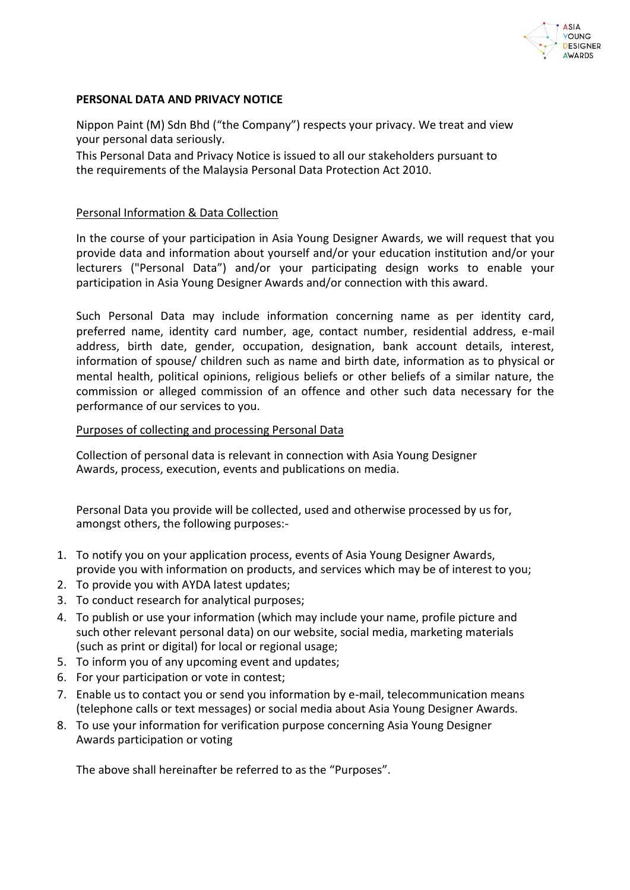**PERSONAL DATA AND PRIVACY NOTICE**

Nippon Paint (M) Sdn Bhd ("the Company") respects your privacy. We treat and view your personal data seriously.

This Personal Data and Privacy Notice is issued to all our stakeholders pursuant to the requirements of the Malaysia Personal Data Protection Act 2010.

Personal Information & Data Collection

In the course of your participation in Asia Young Designer Awards, we will request that you provide data and information about yourself and/or your education institution and/or your lecturers ("Personal Data") and/or your participating design works to enable your participation in Asia Young Designer Awards and/or connection with this award.

Such Personal Data may include information concerning name as per identity card, preferred name, identity card number, age, contact number, residential address, e-mail address, birth date, gender, occupation, designation, bank account details, interest, information of spouse/ children such as name and birth date, information as to physical or mental health, political opinions, religious beliefs or other beliefs of a similar nature, the commission or alleged commission of an offence and other such data necessary for the performance of our services to you.

Purposes of collecting and processing Personal Data

Collection of personal data is relevant in connection with Asia Young Designer Awards, process, execution, events and publications on media.

Personal Data you provide will be collected, used and otherwise processed by us for, amongst others, the following purposes:-

1. To notify you on your application process, events of Asia Young Designer Awards, provide you with information on products, and services which may be of interest to you;
2. To provide you with AYDA latest updates;
3. To conduct research for analytical purposes;
4. To publish or use your information (which may include your name, profile picture and such other relevant personal data) on our website, social media, marketing materials (such as print or digital) for local or regional usage;
5. To inform you of any upcoming event and updates;
6. For your participation or vote in contest;
7. Enable us to contact you or send you information by e-mail, telecommunication means (telephone calls or text messages) or social media about Asia Young Designer Awards.
8. To use your information for verification purpose concerning Asia Young Designer Awards participation or voting

The above shall hereinafter be referred to as the "Purposes".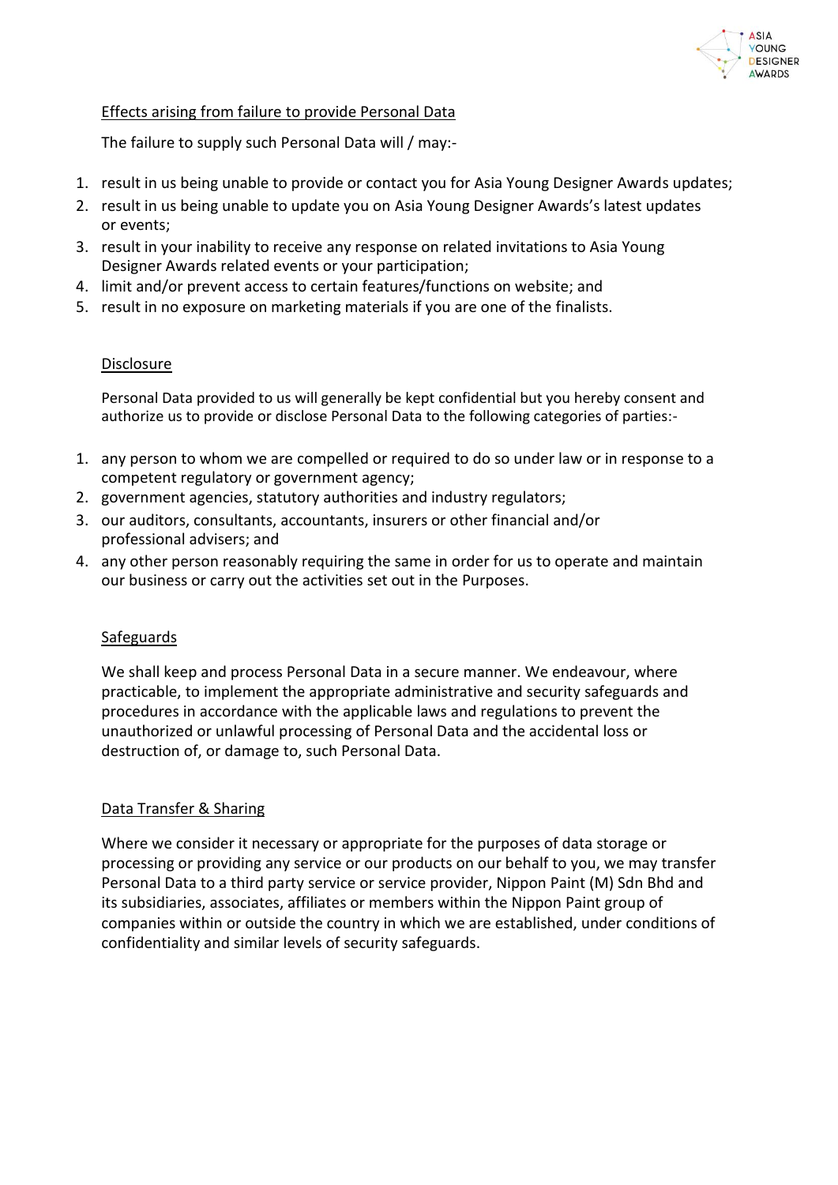## Effects arising from failure to provide Personal Data

The failure to supply such Personal Data will / may:-

1. result in us being unable to provide or contact you for Asia Young Designer Awards updates;
2. result in us being unable to update you on Asia Young Designer Awards's latest updates or events;
3. result in your inability to receive any response on related invitations to Asia Young Designer Awards related events or your participation;
4. limit and/or prevent access to certain features/functions on website; and
5. result in no exposure on marketing materials if you are one of the finalists.

## Disclosure

Personal Data provided to us will generally be kept confidential but you hereby consent and authorize us to provide or disclose Personal Data to the following categories of parties:-

1. any person to whom we are compelled or required to do so under law or in response to a competent regulatory or government agency;
2. government agencies, statutory authorities and industry regulators;
3. our auditors, consultants, accountants, insurers or other financial and/or professional advisers; and
4. any other person reasonably requiring the same in order for us to operate and maintain our business or carry out the activities set out in the Purposes.

## Safeguards

We shall keep and process Personal Data in a secure manner. We endeavour, where practicable, to implement the appropriate administrative and security safeguards and procedures in accordance with the applicable laws and regulations to prevent the unauthorized or unlawful processing of Personal Data and the accidental loss or destruction of, or damage to, such Personal Data.

## Data Transfer & Sharing

Where we consider it necessary or appropriate for the purposes of data storage or processing or providing any service or our products on our behalf to you, we may transfer Personal Data to a third party service or service provider, Nippon Paint (M) Sdn Bhd and its subsidiaries, associates, affiliates or members within the Nippon Paint group of companies within or outside the country in which we are established, under conditions of confidentiality and similar levels of security safeguards.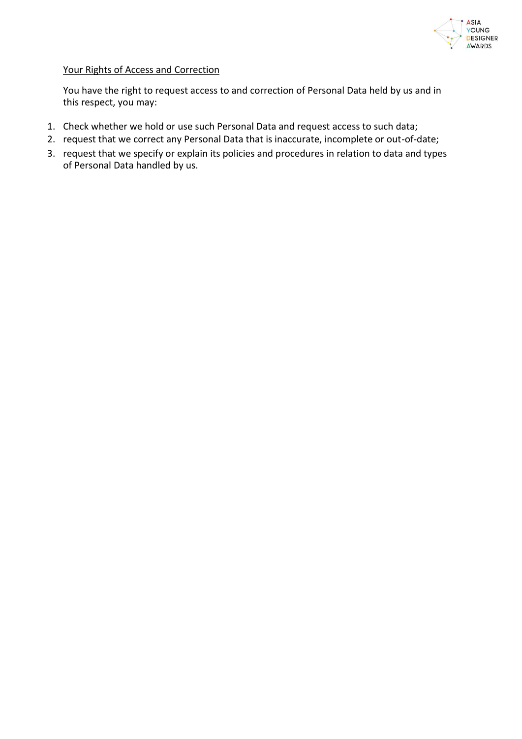Your Rights of Access and Correction

You have the right to request access to and correction of Personal Data held by us and in this respect, you may:

1. Check whether we hold or use such Personal Data and request access to such data;
2. request that we correct any Personal Data that is inaccurate, incomplete or out-of-date;
3. request that we specify or explain its policies and procedures in relation to data and types of Personal Data handled by us.